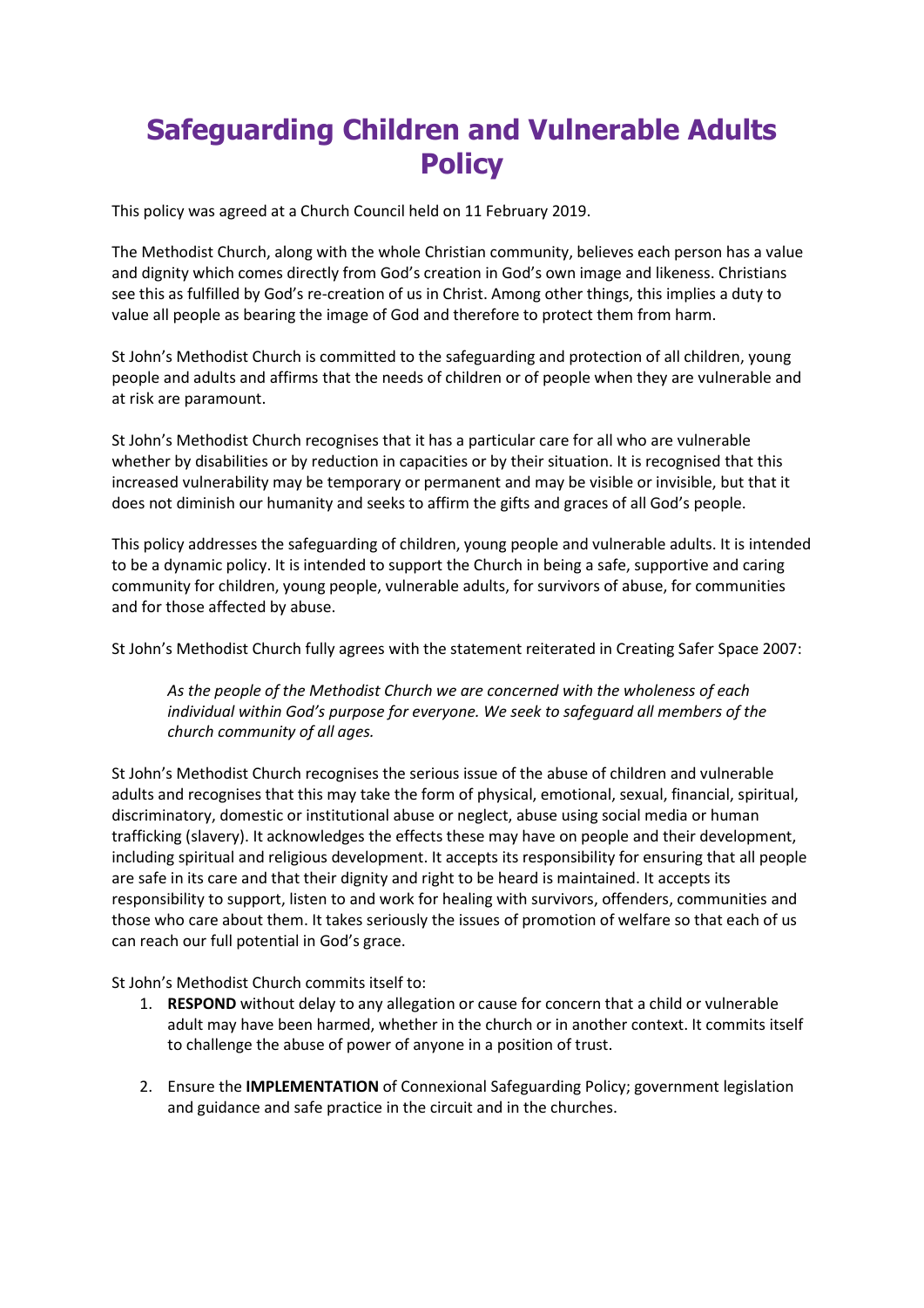# Safeguarding Children and Vulnerable Adults Policy

This policy was agreed at a Church Council held on 11 February 2019.

The Methodist Church, along with the whole Christian community, believes each person has a value and dignity which comes directly from God's creation in God's own image and likeness. Christians see this as fulfilled by God's re-creation of us in Christ. Among other things, this implies a duty to value all people as bearing the image of God and therefore to protect them from harm.

St John's Methodist Church is committed to the safeguarding and protection of all children, young people and adults and affirms that the needs of children or of people when they are vulnerable and at risk are paramount.

St John's Methodist Church recognises that it has a particular care for all who are vulnerable whether by disabilities or by reduction in capacities or by their situation. It is recognised that this increased vulnerability may be temporary or permanent and may be visible or invisible, but that it does not diminish our humanity and seeks to affirm the gifts and graces of all God's people.

This policy addresses the safeguarding of children, young people and vulnerable adults. It is intended to be a dynamic policy. It is intended to support the Church in being a safe, supportive and caring community for children, young people, vulnerable adults, for survivors of abuse, for communities and for those affected by abuse.

St John's Methodist Church fully agrees with the statement reiterated in Creating Safer Space 2007:

> *As the people of the Methodist Church we are concerned with the wholeness of each individual within God's purpose for everyone. We seek to safeguard all members of the church community of all ages.*

St John's Methodist Church recognises the serious issue of the abuse of children and vulnerable adults and recognises that this may take the form of physical, emotional, sexual, financial, spiritual, discriminatory, domestic or institutional abuse or neglect, abuse using social media or human trafficking (slavery). It acknowledges the effects these may have on people and their development, including spiritual and religious development. It accepts its responsibility for ensuring that all people are safe in its care and that their dignity and right to be heard is maintained. It accepts its responsibility to support, listen to and work for healing with survivors, offenders, communities and those who care about them. It takes seriously the issues of promotion of welfare so that each of us can reach our full potential in God's grace.

St John's Methodist Church commits itself to:

1. **RESPOND** without delay to any allegation or cause for concern that a child or vulnerable adult may have been harmed, whether in the church or in another context. It commits itself to challenge the abuse of power of anyone in a position of trust.

2. Ensure the **IMPLEMENTATION** of Connexional Safeguarding Policy; government legislation and guidance and safe practice in the circuit and in the churches.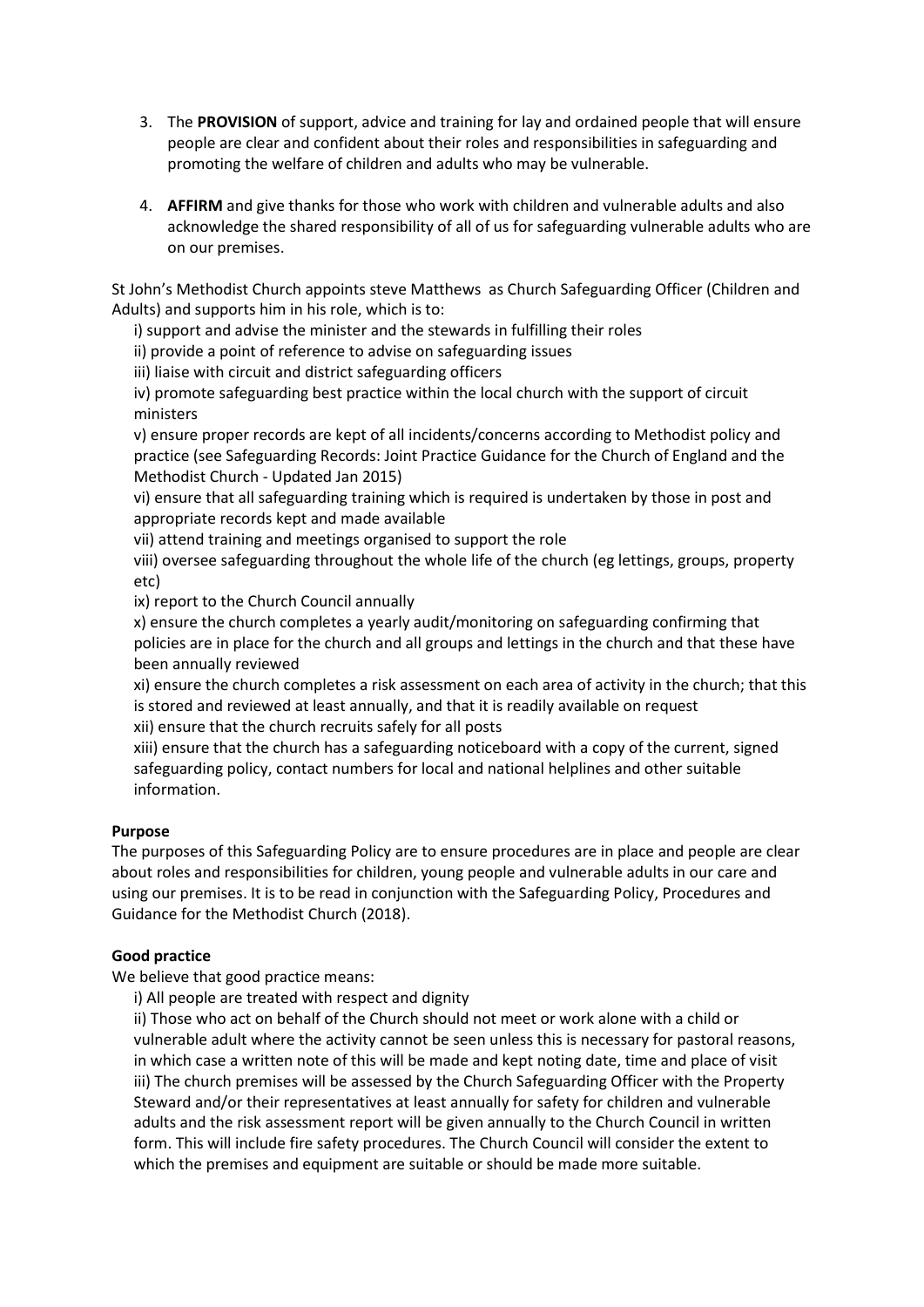3. The **PROVISION** of support, advice and training for lay and ordained people that will ensure people are clear and confident about their roles and responsibilities in safeguarding and promoting the welfare of children and adults who may be vulnerable.

4. **AFFIRM** and give thanks for those who work with children and vulnerable adults and also acknowledge the shared responsibility of all of us for safeguarding vulnerable adults who are on our premises.

St John's Methodist Church appoints steve Matthews as Church Safeguarding Officer (Children and Adults) and supports him in his role, which is to:

i) support and advise the minister and the stewards in fulfilling their roles
ii) provide a point of reference to advise on safeguarding issues
iii) liaise with circuit and district safeguarding officers
iv) promote safeguarding best practice within the local church with the support of circuit ministers
v) ensure proper records are kept of all incidents/concerns according to Methodist policy and practice (see Safeguarding Records: Joint Practice Guidance for the Church of England and the Methodist Church - Updated Jan 2015)
vi) ensure that all safeguarding training which is required is undertaken by those in post and appropriate records kept and made available
vii) attend training and meetings organised to support the role
viii) oversee safeguarding throughout the whole life of the church (eg lettings, groups, property etc)
ix) report to the Church Council annually
x) ensure the church completes a yearly audit/monitoring on safeguarding confirming that policies are in place for the church and all groups and lettings in the church and that these have been annually reviewed
xi) ensure the church completes a risk assessment on each area of activity in the church; that this is stored and reviewed at least annually, and that it is readily available on request
xii) ensure that the church recruits safely for all posts
xiii) ensure that the church has a safeguarding noticeboard with a copy of the current, signed safeguarding policy, contact numbers for local and national helplines and other suitable information.

**Purpose**

The purposes of this Safeguarding Policy are to ensure procedures are in place and people are clear about roles and responsibilities for children, young people and vulnerable adults in our care and using our premises. It is to be read in conjunction with the Safeguarding Policy, Procedures and Guidance for the Methodist Church (2018).

**Good practice**

We believe that good practice means:

i) All people are treated with respect and dignity
ii) Those who act on behalf of the Church should not meet or work alone with a child or vulnerable adult where the activity cannot be seen unless this is necessary for pastoral reasons, in which case a written note of this will be made and kept noting date, time and place of visit
iii) The church premises will be assessed by the Church Safeguarding Officer with the Property Steward and/or their representatives at least annually for safety for children and vulnerable adults and the risk assessment report will be given annually to the Church Council in written form. This will include fire safety procedures. The Church Council will consider the extent to which the premises and equipment are suitable or should be made more suitable.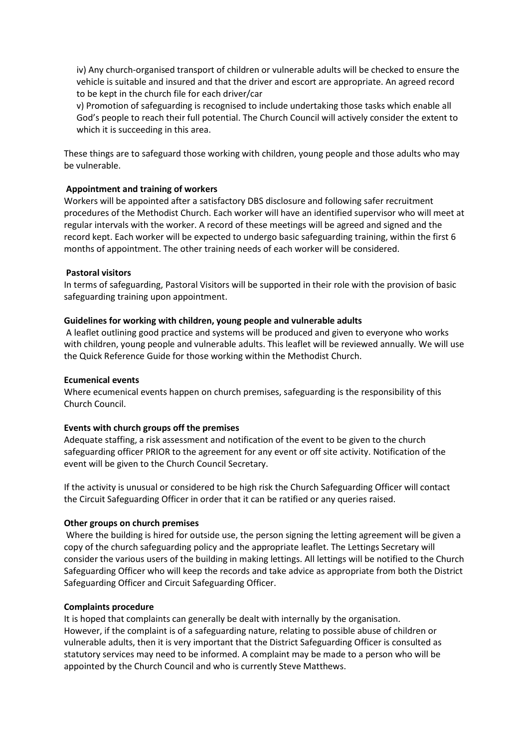iv) Any church-organised transport of children or vulnerable adults will be checked to ensure the vehicle is suitable and insured and that the driver and escort are appropriate. An agreed record to be kept in the church file for each driver/car

v) Promotion of safeguarding is recognised to include undertaking those tasks which enable all God's people to reach their full potential. The Church Council will actively consider the extent to which it is succeeding in this area.

These things are to safeguard those working with children, young people and those adults who may be vulnerable.

**Appointment and training of workers**

Workers will be appointed after a satisfactory DBS disclosure and following safer recruitment procedures of the Methodist Church. Each worker will have an identified supervisor who will meet at regular intervals with the worker. A record of these meetings will be agreed and signed and the record kept. Each worker will be expected to undergo basic safeguarding training, within the first 6 months of appointment. The other training needs of each worker will be considered.

**Pastoral visitors**

In terms of safeguarding, Pastoral Visitors will be supported in their role with the provision of basic safeguarding training upon appointment.

**Guidelines for working with children, young people and vulnerable adults**

A leaflet outlining good practice and systems will be produced and given to everyone who works with children, young people and vulnerable adults. This leaflet will be reviewed annually. We will use the Quick Reference Guide for those working within the Methodist Church.

**Ecumenical events**

Where ecumenical events happen on church premises, safeguarding is the responsibility of this Church Council.

**Events with church groups off the premises**

Adequate staffing, a risk assessment and notification of the event to be given to the church safeguarding officer PRIOR to the agreement for any event or off site activity. Notification of the event will be given to the Church Council Secretary.

If the activity is unusual or considered to be high risk the Church Safeguarding Officer will contact the Circuit Safeguarding Officer in order that it can be ratified or any queries raised.

**Other groups on church premises**

Where the building is hired for outside use, the person signing the letting agreement will be given a copy of the church safeguarding policy and the appropriate leaflet. The Lettings Secretary will consider the various users of the building in making lettings. All lettings will be notified to the Church Safeguarding Officer who will keep the records and take advice as appropriate from both the District Safeguarding Officer and Circuit Safeguarding Officer.

**Complaints procedure**

It is hoped that complaints can generally be dealt with internally by the organisation.
However, if the complaint is of a safeguarding nature, relating to possible abuse of children or vulnerable adults, then it is very important that the District Safeguarding Officer is consulted as statutory services may need to be informed. A complaint may be made to a person who will be appointed by the Church Council and who is currently Steve Matthews.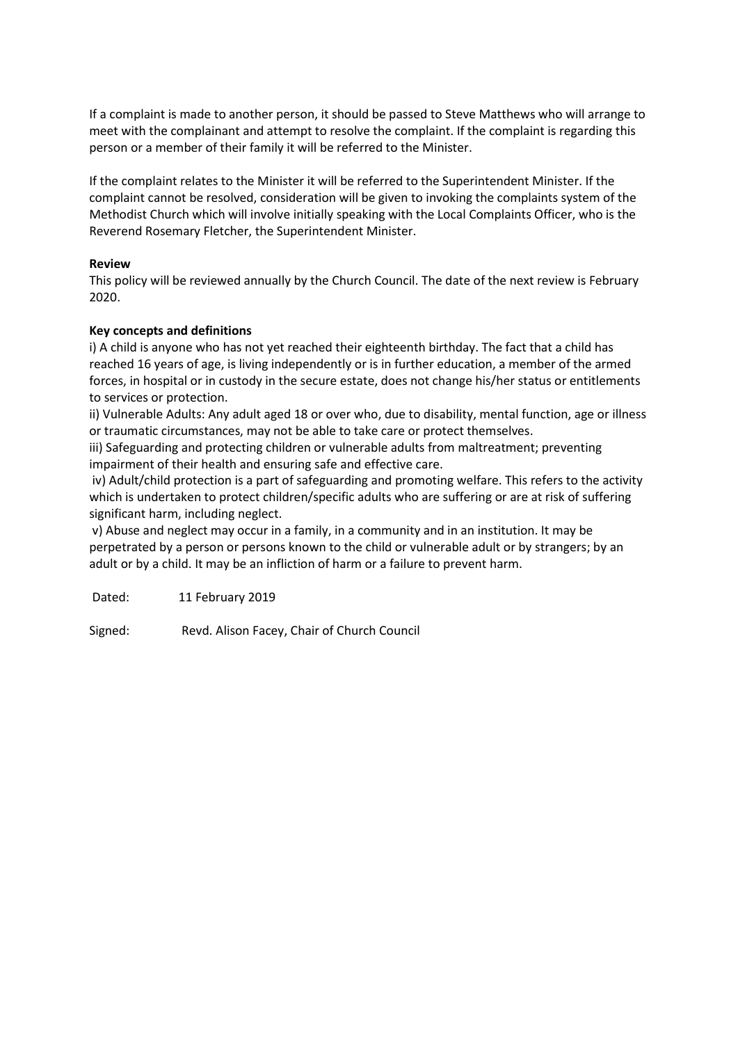If a complaint is made to another person, it should be passed to Steve Matthews who will arrange to meet with the complainant and attempt to resolve the complaint. If the complaint is regarding this person or a member of their family it will be referred to the Minister.

If the complaint relates to the Minister it will be referred to the Superintendent Minister. If the complaint cannot be resolved, consideration will be given to invoking the complaints system of the Methodist Church which will involve initially speaking with the Local Complaints Officer, who is the Reverend Rosemary Fletcher, the Superintendent Minister.

**Review**

This policy will be reviewed annually by the Church Council. The date of the next review is February 2020.

**Key concepts and definitions**

i) A child is anyone who has not yet reached their eighteenth birthday. The fact that a child has reached 16 years of age, is living independently or is in further education, a member of the armed forces, in hospital or in custody in the secure estate, does not change his/her status or entitlements to services or protection.

ii) Vulnerable Adults: Any adult aged 18 or over who, due to disability, mental function, age or illness or traumatic circumstances, may not be able to take care or protect themselves.

iii) Safeguarding and protecting children or vulnerable adults from maltreatment; preventing impairment of their health and ensuring safe and effective care.

iv) Adult/child protection is a part of safeguarding and promoting welfare. This refers to the activity which is undertaken to protect children/specific adults who are suffering or are at risk of suffering significant harm, including neglect.

v) Abuse and neglect may occur in a family, in a community and in an institution. It may be perpetrated by a person or persons known to the child or vulnerable adult or by strangers; by an adult or by a child. It may be an infliction of harm or a failure to prevent harm.

Dated: 11 February 2019

Signed: Revd. Alison Facey, Chair of Church Council